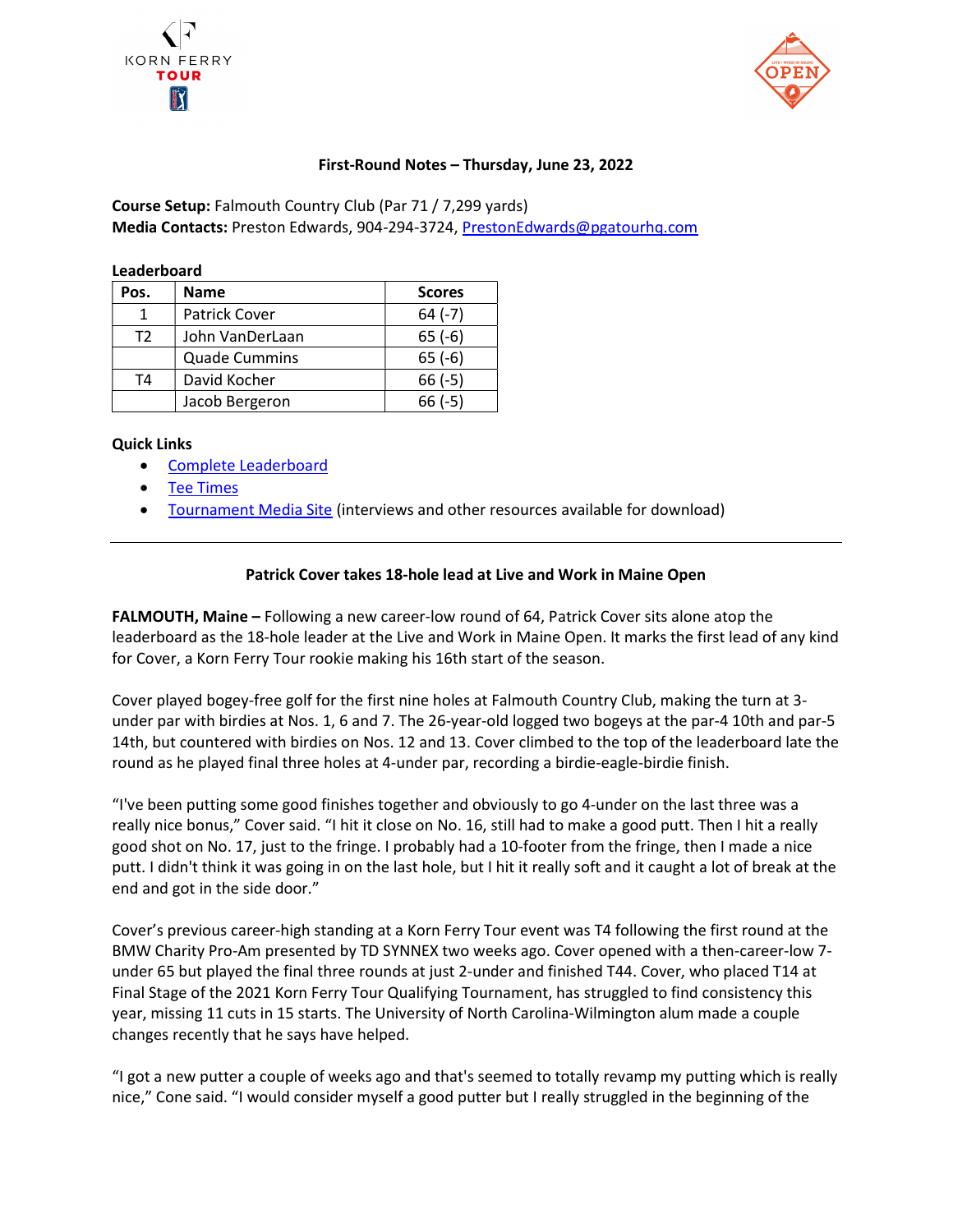**First-Round Notes – Thursday, June 23, 2022**

**Course Setup:** Falmouth Country Club (Par 71 / 7,299 yards)
**Media Contacts:** Preston Edwards, 904-294-3724, PrestonEdwards@pgatourhq.com

**Leaderboard**

| Pos. | Name | Scores |
|---|---|---|
| 1 | Patrick Cover | 64 (-7) |
| T2 | John VanDerLaan | 65 (-6) |
| | Quade Cummins | 65 (-6) |
| T4 | David Kocher | 66 (-5) |
| | Jacob Bergeron | 66 (-5) |

**Quick Links**

- Complete Leaderboard
- Tee Times
- Tournament Media Site (interviews and other resources available for download)

---

**Patrick Cover takes 18-hole lead at Live and Work in Maine Open**

**FALMOUTH, Maine –** Following a new career-low round of 64, Patrick Cover sits alone atop the leaderboard as the 18-hole leader at the Live and Work in Maine Open. It marks the first lead of any kind for Cover, a Korn Ferry Tour rookie making his 16th start of the season.

Cover played bogey-free golf for the first nine holes at Falmouth Country Club, making the turn at 3-under par with birdies at Nos. 1, 6 and 7. The 26-year-old logged two bogeys at the par-4 10th and par-5 14th, but countered with birdies on Nos. 12 and 13. Cover climbed to the top of the leaderboard late the round as he played final three holes at 4-under par, recording a birdie-eagle-birdie finish.

"I've been putting some good finishes together and obviously to go 4-under on the last three was a really nice bonus," Cover said. "I hit it close on No. 16, still had to make a good putt. Then I hit a really good shot on No. 17, just to the fringe. I probably had a 10-footer from the fringe, then I made a nice putt. I didn't think it was going in on the last hole, but I hit it really soft and it caught a lot of break at the end and got in the side door."

Cover's previous career-high standing at a Korn Ferry Tour event was T4 following the first round at the BMW Charity Pro-Am presented by TD SYNNEX two weeks ago. Cover opened with a then-career-low 7-under 65 but played the final three rounds at just 2-under and finished T44. Cover, who placed T14 at Final Stage of the 2021 Korn Ferry Tour Qualifying Tournament, has struggled to find consistency this year, missing 11 cuts in 15 starts. The University of North Carolina-Wilmington alum made a couple changes recently that he says have helped.

"I got a new putter a couple of weeks ago and that's seemed to totally revamp my putting which is really nice," Cone said. "I would consider myself a good putter but I really struggled in the beginning of the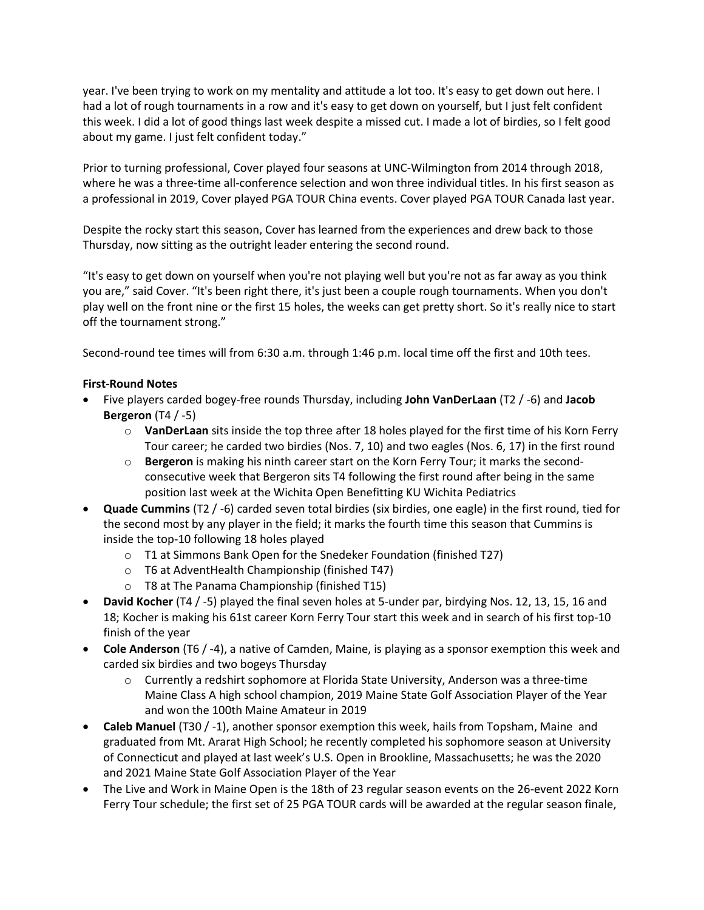year. I've been trying to work on my mentality and attitude a lot too. It's easy to get down out here. I had a lot of rough tournaments in a row and it's easy to get down on yourself, but I just felt confident this week. I did a lot of good things last week despite a missed cut. I made a lot of birdies, so I felt good about my game. I just felt confident today."

Prior to turning professional, Cover played four seasons at UNC-Wilmington from 2014 through 2018, where he was a three-time all-conference selection and won three individual titles. In his first season as a professional in 2019, Cover played PGA TOUR China events. Cover played PGA TOUR Canada last year.

Despite the rocky start this season, Cover has learned from the experiences and drew back to those Thursday, now sitting as the outright leader entering the second round.

"It's easy to get down on yourself when you're not playing well but you're not as far away as you think you are," said Cover. "It's been right there, it's just been a couple rough tournaments. When you don't play well on the front nine or the first 15 holes, the weeks can get pretty short. So it's really nice to start off the tournament strong."

Second-round tee times will from 6:30 a.m. through 1:46 p.m. local time off the first and 10th tees.

**First-Round Notes**

- Five players carded bogey-free rounds Thursday, including **John VanDerLaan** (T2 / -6) and **Jacob Bergeron** (T4 / -5)
    - **VanDerLaan** sits inside the top three after 18 holes played for the first time of his Korn Ferry Tour career; he carded two birdies (Nos. 7, 10) and two eagles (Nos. 6, 17) in the first round
    - **Bergeron** is making his ninth career start on the Korn Ferry Tour; it marks the second-consecutive week that Bergeron sits T4 following the first round after being in the same position last week at the Wichita Open Benefitting KU Wichita Pediatrics
- **Quade Cummins** (T2 / -6) carded seven total birdies (six birdies, one eagle) in the first round, tied for the second most by any player in the field; it marks the fourth time this season that Cummins is inside the top-10 following 18 holes played
    - T1 at Simmons Bank Open for the Snedeker Foundation (finished T27)
    - T6 at AdventHealth Championship (finished T47)
    - T8 at The Panama Championship (finished T15)
- **David Kocher** (T4 / -5) played the final seven holes at 5-under par, birdying Nos. 12, 13, 15, 16 and 18; Kocher is making his 61st career Korn Ferry Tour start this week and in search of his first top-10 finish of the year
- **Cole Anderson** (T6 / -4), a native of Camden, Maine, is playing as a sponsor exemption this week and carded six birdies and two bogeys Thursday
    - Currently a redshirt sophomore at Florida State University, Anderson was a three-time Maine Class A high school champion, 2019 Maine State Golf Association Player of the Year and won the 100th Maine Amateur in 2019
- **Caleb Manuel** (T30 / -1), another sponsor exemption this week, hails from Topsham, Maine and graduated from Mt. Ararat High School; he recently completed his sophomore season at University of Connecticut and played at last week's U.S. Open in Brookline, Massachusetts; he was the 2020 and 2021 Maine State Golf Association Player of the Year
- The Live and Work in Maine Open is the 18th of 23 regular season events on the 26-event 2022 Korn Ferry Tour schedule; the first set of 25 PGA TOUR cards will be awarded at the regular season finale,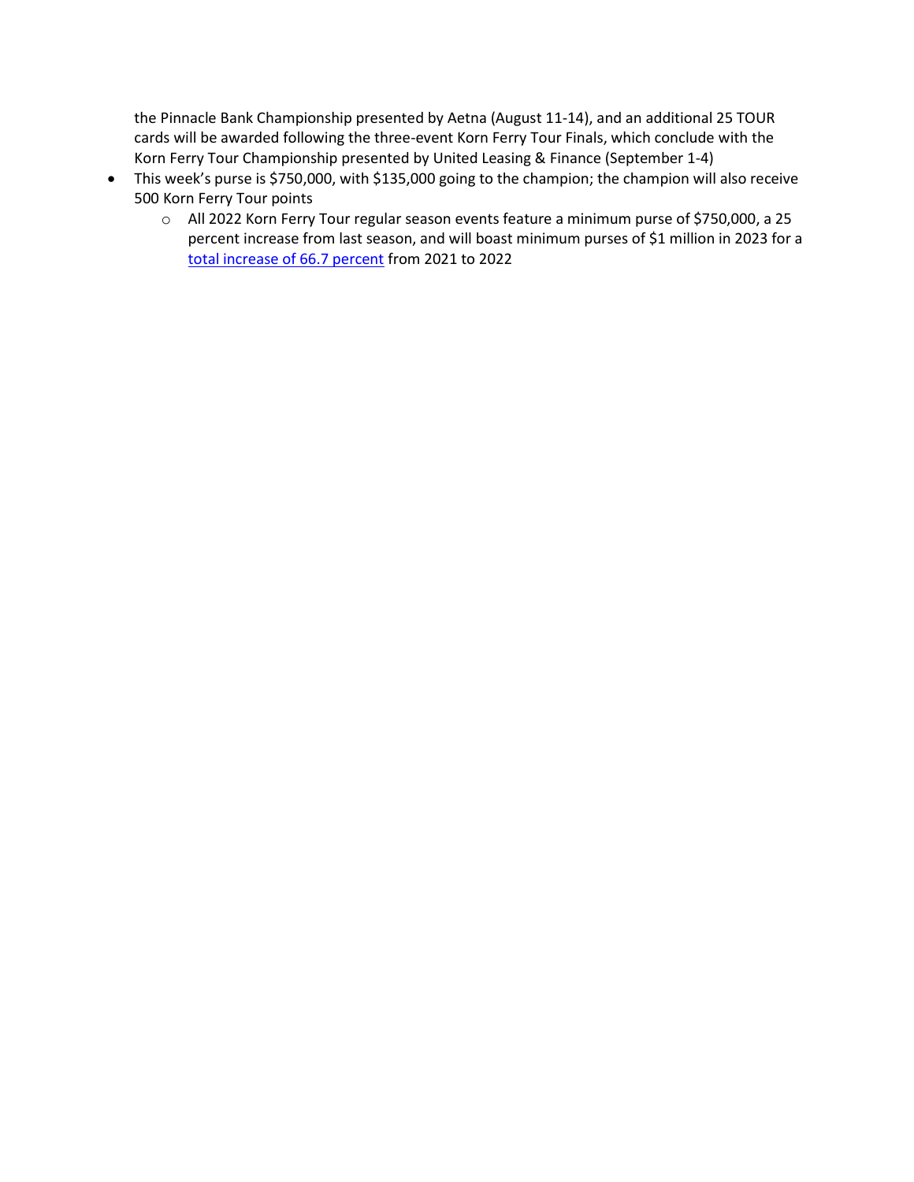the Pinnacle Bank Championship presented by Aetna (August 11-14), and an additional 25 TOUR cards will be awarded following the three-event Korn Ferry Tour Finals, which conclude with the Korn Ferry Tour Championship presented by United Leasing & Finance (September 1-4)

- This week's purse is $750,000, with $135,000 going to the champion; the champion will also receive 500 Korn Ferry Tour points
  - All 2022 Korn Ferry Tour regular season events feature a minimum purse of $750,000, a 25 percent increase from last season, and will boast minimum purses of $1 million in 2023 for a [total increase of 66.7 percent]() from 2021 to 2022